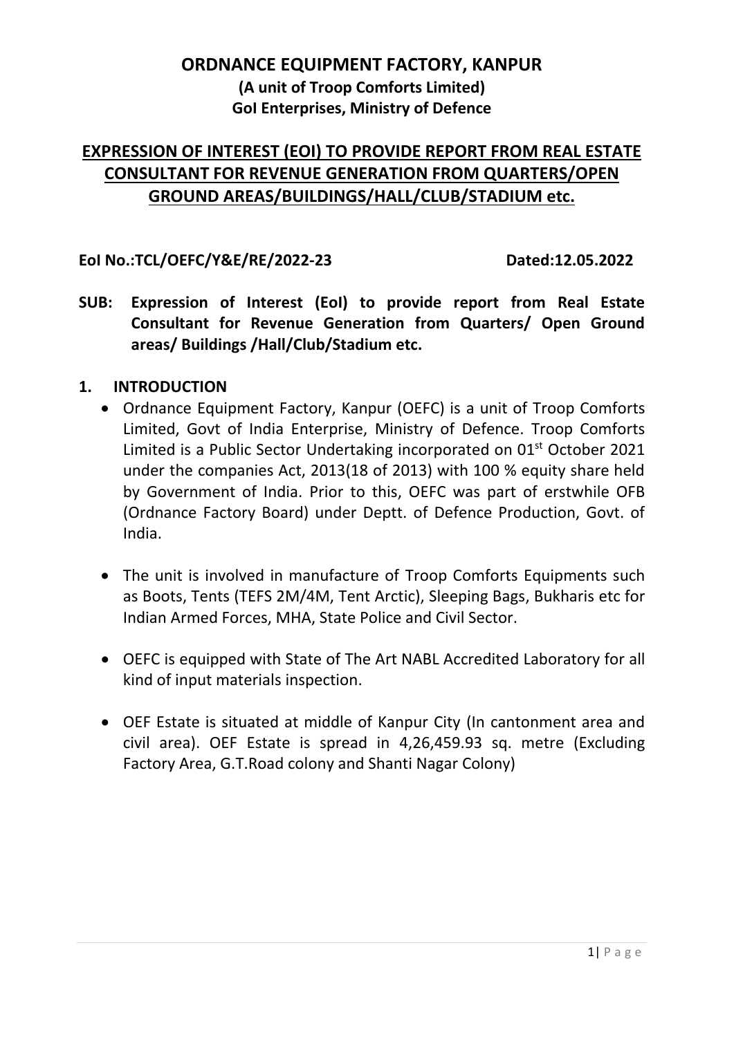# ORDNANCE EQUIPMENT FACTORY, KANPUR

**(A unit of Troop Comforts Limited)**
**GoI Enterprises, Ministry of Defence**

## EXPRESSION OF INTEREST (EOI) TO PROVIDE REPORT FROM REAL ESTATE CONSULTANT FOR REVENUE GENERATION FROM QUARTERS/OPEN GROUND AREAS/BUILDINGS/HALL/CLUB/STADIUM etc.

**EoI No.:TCL/OEFC/Y&E/RE/2022-23** **Dated:12.05.2022**

**SUB: Expression of Interest (EoI) to provide report from Real Estate Consultant for Revenue Generation from Quarters/ Open Ground areas/ Buildings /Hall/Club/Stadium etc.**

### 1. INTRODUCTION

- Ordnance Equipment Factory, Kanpur (OEFC) is a unit of Troop Comforts Limited, Govt of India Enterprise, Ministry of Defence. Troop Comforts Limited is a Public Sector Undertaking incorporated on 01st October 2021 under the companies Act, 2013(18 of 2013) with 100 % equity share held by Government of India. Prior to this, OEFC was part of erstwhile OFB (Ordnance Factory Board) under Deptt. of Defence Production, Govt. of India.

- The unit is involved in manufacture of Troop Comforts Equipments such as Boots, Tents (TEFS 2M/4M, Tent Arctic), Sleeping Bags, Bukharis etc for Indian Armed Forces, MHA, State Police and Civil Sector.

- OEFC is equipped with State of The Art NABL Accredited Laboratory for all kind of input materials inspection.

- OEF Estate is situated at middle of Kanpur City (In cantonment area and civil area). OEF Estate is spread in 4,26,459.93 sq. metre (Excluding Factory Area, G.T.Road colony and Shanti Nagar Colony)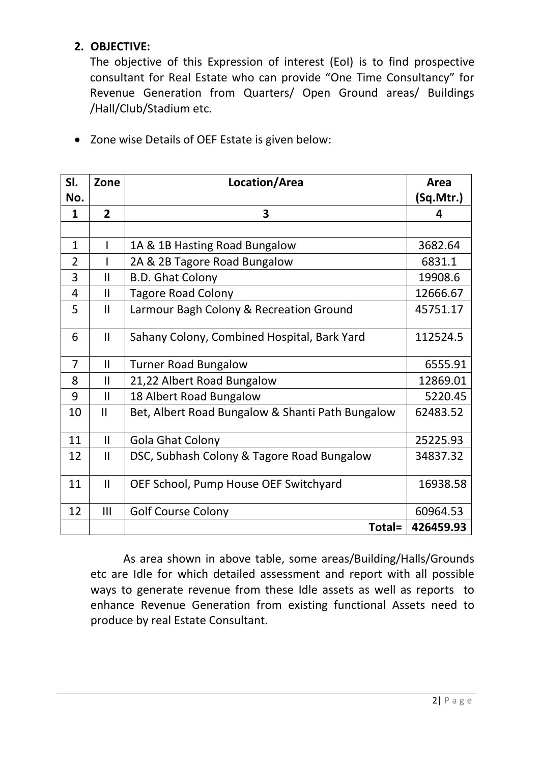## 2. OBJECTIVE:

The objective of this Expression of interest (EoI) is to find prospective consultant for Real Estate who can provide "One Time Consultancy" for Revenue Generation from Quarters/ Open Ground areas/ Buildings /Hall/Club/Stadium etc.

- Zone wise Details of OEF Estate is given below:

| Sl. No. | Zone | Location/Area | Area (Sq.Mtr.) |
|---|---|---|---|
| 1 | 2 | 3 | 4 |
| | | | |
| 1 | I | 1A & 1B Hasting Road Bungalow | 3682.64 |
| 2 | I | 2A & 2B Tagore Road Bungalow | 6831.1 |
| 3 | II | B.D. Ghat Colony | 19908.6 |
| 4 | II | Tagore Road Colony | 12666.67 |
| 5 | II | Larmour Bagh Colony & Recreation Ground | 45751.17 |
| 6 | II | Sahany Colony, Combined Hospital, Bark Yard | 112524.5 |
| 7 | II | Turner Road Bungalow | 6555.91 |
| 8 | II | 21,22 Albert Road Bungalow | 12869.01 |
| 9 | II | 18 Albert Road Bungalow | 5220.45 |
| 10 | II | Bet, Albert Road Bungalow & Shanti Path Bungalow | 62483.52 |
| 11 | II | Gola Ghat Colony | 25225.93 |
| 12 | II | DSC, Subhash Colony & Tagore Road Bungalow | 34837.32 |
| 11 | II | OEF School, Pump House OEF Switchyard | 16938.58 |
| 12 | III | Golf Course Colony | 60964.53 |
| | | **Total=** | **426459.93** |

As area shown in above table, some areas/Building/Halls/Grounds etc are Idle for which detailed assessment and report with all possible ways to generate revenue from these Idle assets as well as reports to enhance Revenue Generation from existing functional Assets need to produce by real Estate Consultant.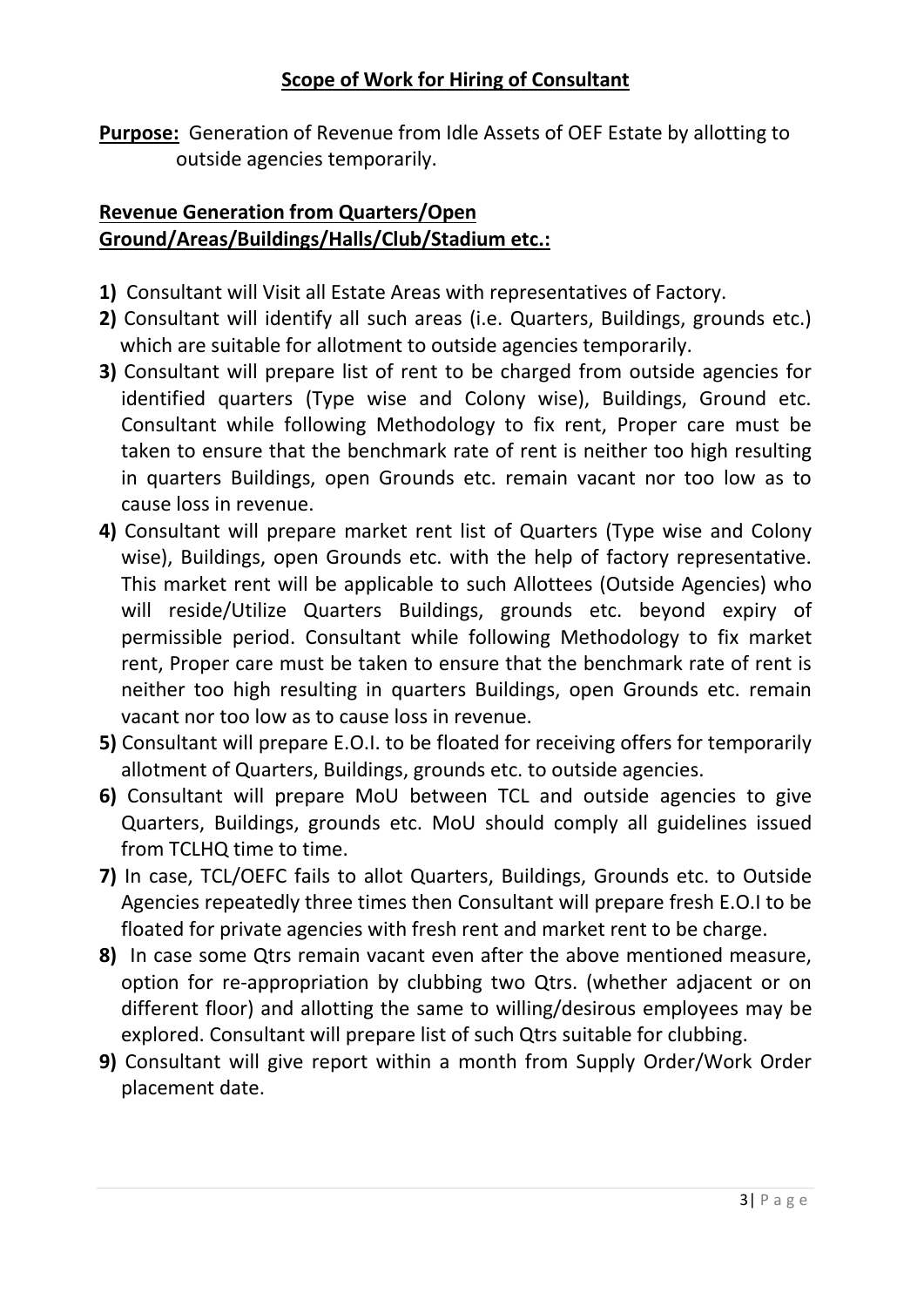## Scope of Work for Hiring of Consultant

**Purpose:** Generation of Revenue from Idle Assets of OEF Estate by allotting to outside agencies temporarily.

### Revenue Generation from Quarters/Open Ground/Areas/Buildings/Halls/Club/Stadium etc.:

**1)** Consultant will Visit all Estate Areas with representatives of Factory.

**2)** Consultant will identify all such areas (i.e. Quarters, Buildings, grounds etc.) which are suitable for allotment to outside agencies temporarily.

**3)** Consultant will prepare list of rent to be charged from outside agencies for identified quarters (Type wise and Colony wise), Buildings, Ground etc. Consultant while following Methodology to fix rent, Proper care must be taken to ensure that the benchmark rate of rent is neither too high resulting in quarters Buildings, open Grounds etc. remain vacant nor too low as to cause loss in revenue.

**4)** Consultant will prepare market rent list of Quarters (Type wise and Colony wise), Buildings, open Grounds etc. with the help of factory representative. This market rent will be applicable to such Allottees (Outside Agencies) who will reside/Utilize Quarters Buildings, grounds etc. beyond expiry of permissible period. Consultant while following Methodology to fix market rent, Proper care must be taken to ensure that the benchmark rate of rent is neither too high resulting in quarters Buildings, open Grounds etc. remain vacant nor too low as to cause loss in revenue.

**5)** Consultant will prepare E.O.I. to be floated for receiving offers for temporarily allotment of Quarters, Buildings, grounds etc. to outside agencies.

**6)** Consultant will prepare MoU between TCL and outside agencies to give Quarters, Buildings, grounds etc. MoU should comply all guidelines issued from TCLHQ time to time.

**7)** In case, TCL/OEFC fails to allot Quarters, Buildings, Grounds etc. to Outside Agencies repeatedly three times then Consultant will prepare fresh E.O.I to be floated for private agencies with fresh rent and market rent to be charge.

**8)** In case some Qtrs remain vacant even after the above mentioned measure, option for re-appropriation by clubbing two Qtrs. (whether adjacent or on different floor) and allotting the same to willing/desirous employees may be explored. Consultant will prepare list of such Qtrs suitable for clubbing.

**9)** Consultant will give report within a month from Supply Order/Work Order placement date.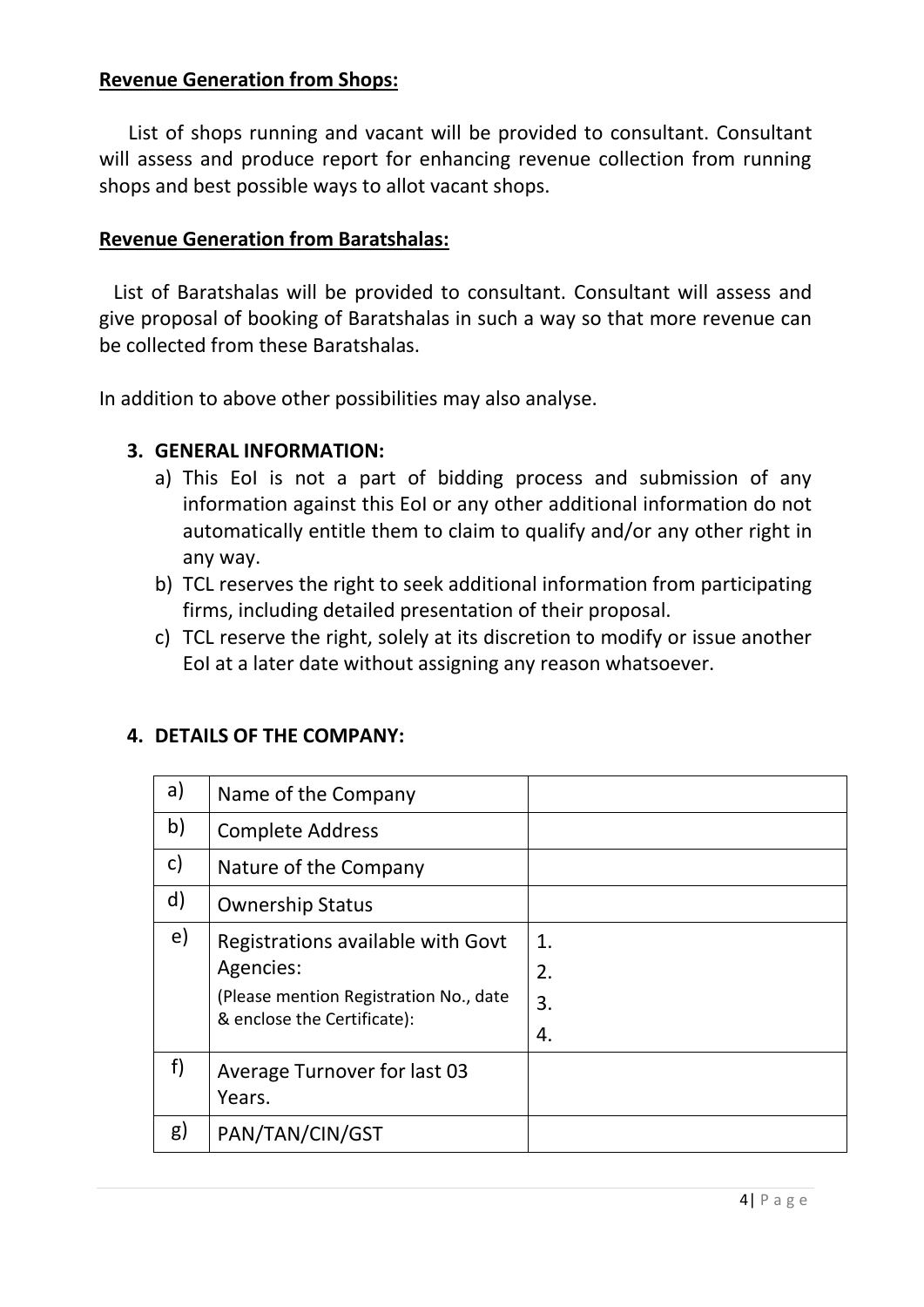**Revenue Generation from Shops:**

List of shops running and vacant will be provided to consultant. Consultant will assess and produce report for enhancing revenue collection from running shops and best possible ways to allot vacant shops.

**Revenue Generation from Baratshalas:**

List of Baratshalas will be provided to consultant. Consultant will assess and give proposal of booking of Baratshalas in such a way so that more revenue can be collected from these Baratshalas.

In addition to above other possibilities may also analyse.

## 3. GENERAL INFORMATION:

a) This EoI is not a part of bidding process and submission of any information against this EoI or any other additional information do not automatically entitle them to claim to qualify and/or any other right in any way.

b) TCL reserves the right to seek additional information from participating firms, including detailed presentation of their proposal.

c) TCL reserve the right, solely at its discretion to modify or issue another EoI at a later date without assigning any reason whatsoever.

## 4. DETAILS OF THE COMPANY:

| | | |
|---|---|---|
| a) | Name of the Company | |
| b) | Complete Address | |
| c) | Nature of the Company | |
| d) | Ownership Status | |
| e) | Registrations available with Govt Agencies: (Please mention Registration No., date & enclose the Certificate): | 1.<br>2.<br>3.<br>4. |
| f) | Average Turnover for last 03 Years. | |
| g) | PAN/TAN/CIN/GST | |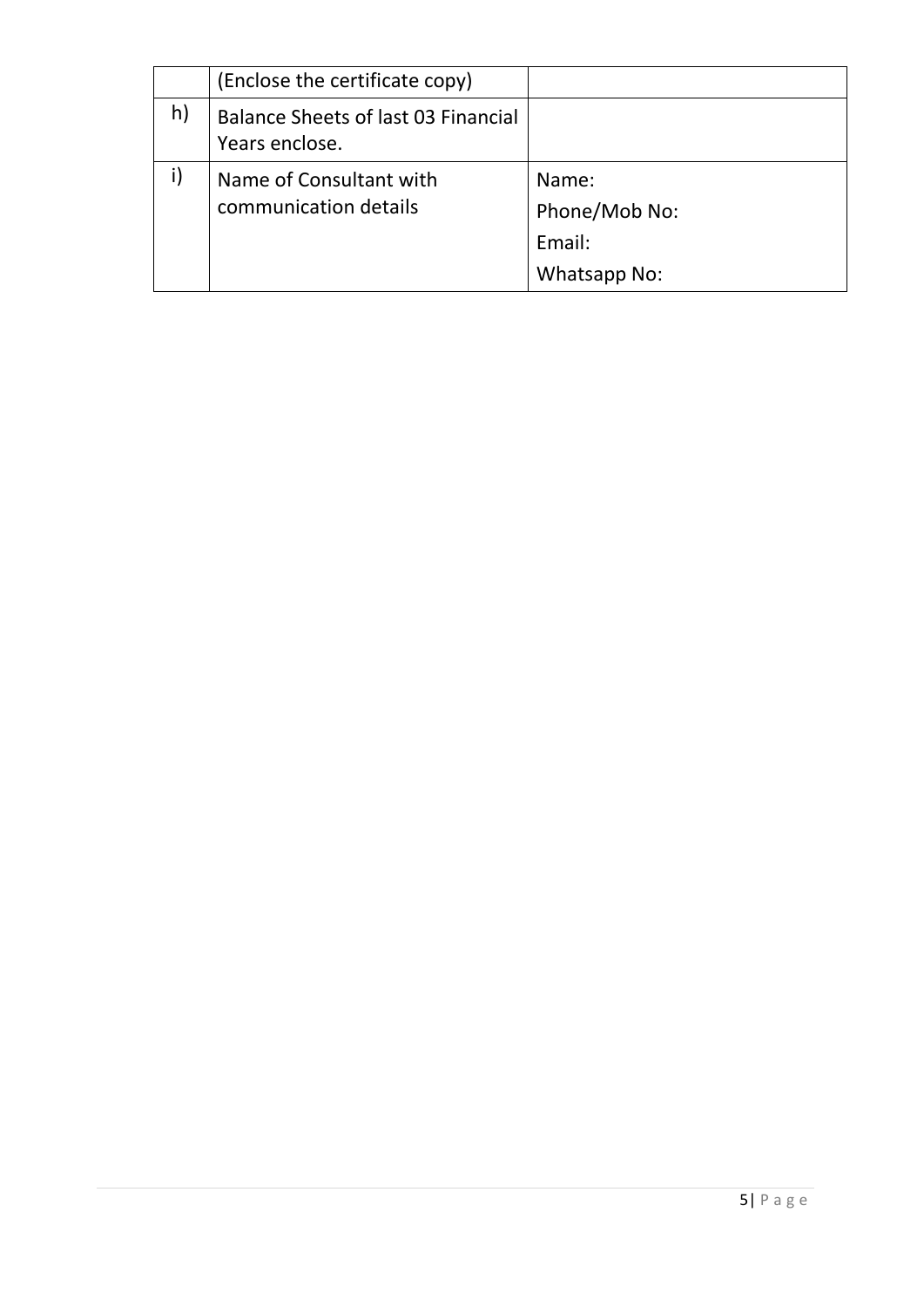| | | |
|---|---|---|
| | (Enclose the certificate copy) | |
| h) | Balance Sheets of last 03 Financial Years enclose. | |
| i) | Name of Consultant with communication details | Name:<br>Phone/Mob No:<br>Email:<br>Whatsapp No: |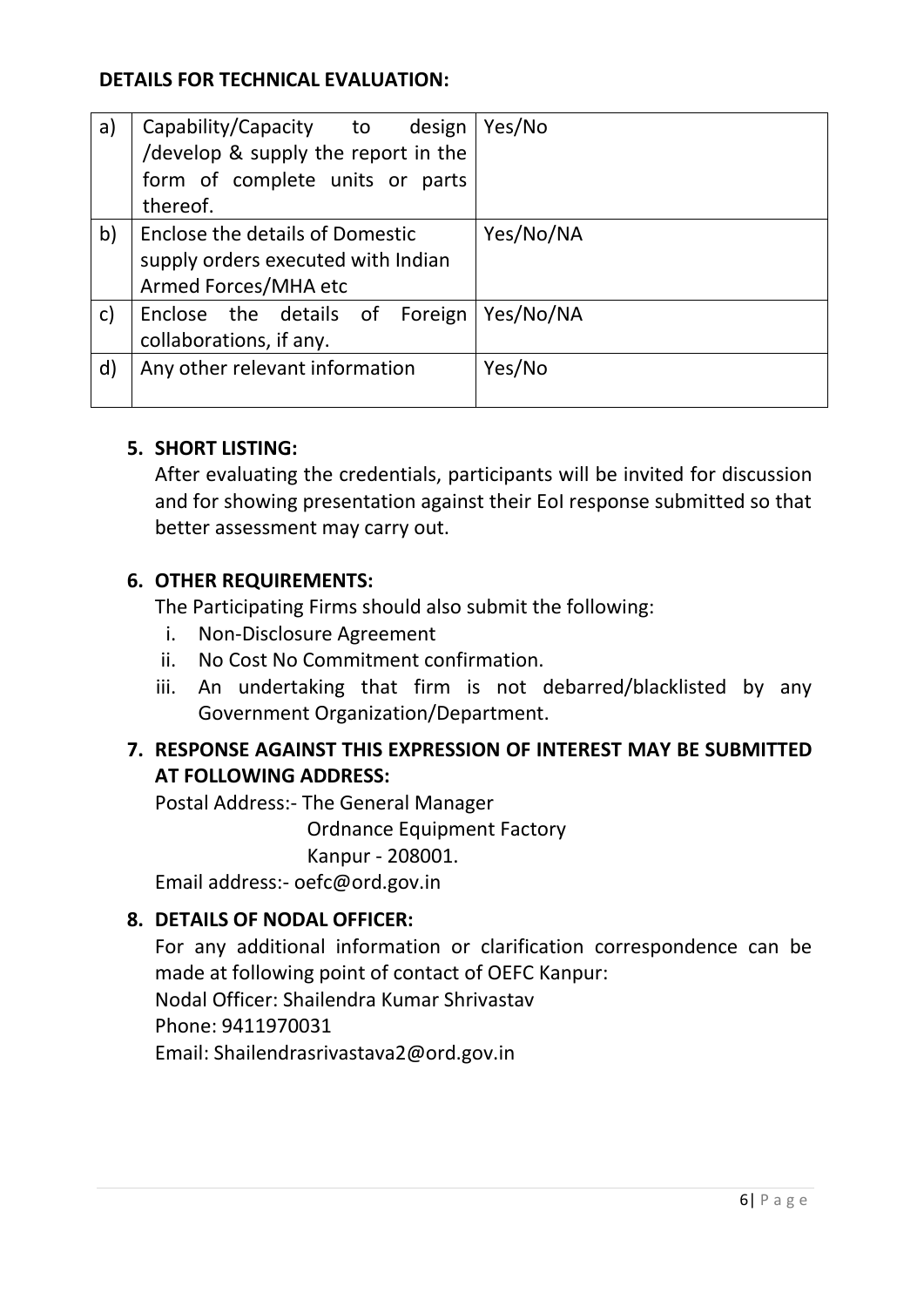**DETAILS FOR TECHNICAL EVALUATION:**

| | | |
|---|---|---|
| a) | Capability/Capacity to design /develop & supply the report in the form of complete units or parts thereof. | Yes/No |
| b) | Enclose the details of Domestic supply orders executed with Indian Armed Forces/MHA etc | Yes/No/NA |
| c) | Enclose the details of Foreign collaborations, if any. | Yes/No/NA |
| d) | Any other relevant information | Yes/No |

**5. SHORT LISTING:**

After evaluating the credentials, participants will be invited for discussion and for showing presentation against their EoI response submitted so that better assessment may carry out.

**6. OTHER REQUIREMENTS:**

The Participating Firms should also submit the following:

i. Non-Disclosure Agreement
ii. No Cost No Commitment confirmation.
iii. An undertaking that firm is not debarred/blacklisted by any Government Organization/Department.

**7. RESPONSE AGAINST THIS EXPRESSION OF INTEREST MAY BE SUBMITTED AT FOLLOWING ADDRESS:**

Postal Address:- The General Manager
Ordnance Equipment Factory
Kanpur - 208001.

Email address:- oefc@ord.gov.in

**8. DETAILS OF NODAL OFFICER:**

For any additional information or clarification correspondence can be made at following point of contact of OEFC Kanpur:

Nodal Officer: Shailendra Kumar Shrivastav

Phone: 9411970031

Email: Shailendrasrivastava2@ord.gov.in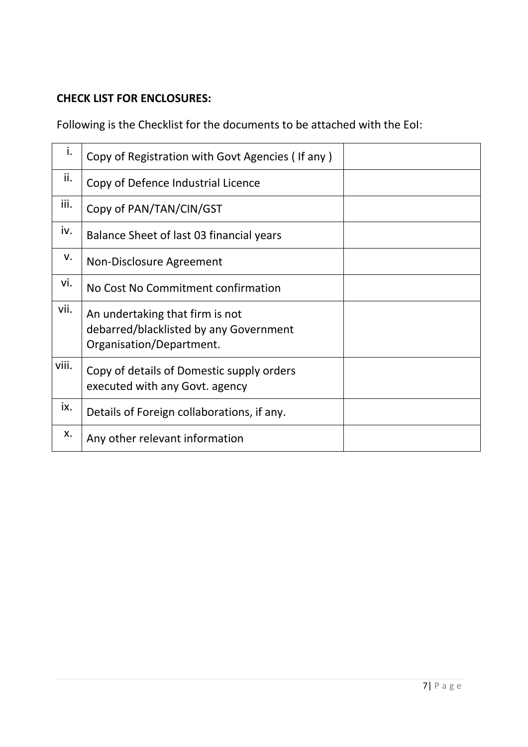**CHECK LIST FOR ENCLOSURES:**

Following is the Checklist for the documents to be attached with the EoI:

| | | |
|---|---|---|
| i. | Copy of Registration with Govt Agencies ( If any ) | |
| ii. | Copy of Defence Industrial Licence | |
| iii. | Copy of PAN/TAN/CIN/GST | |
| iv. | Balance Sheet of last 03 financial years | |
| v. | Non-Disclosure Agreement | |
| vi. | No Cost No Commitment confirmation | |
| vii. | An undertaking that firm is not debarred/blacklisted by any Government Organisation/Department. | |
| viii. | Copy of details of Domestic supply orders executed with any Govt. agency | |
| ix. | Details of Foreign collaborations, if any. | |
| x. | Any other relevant information | |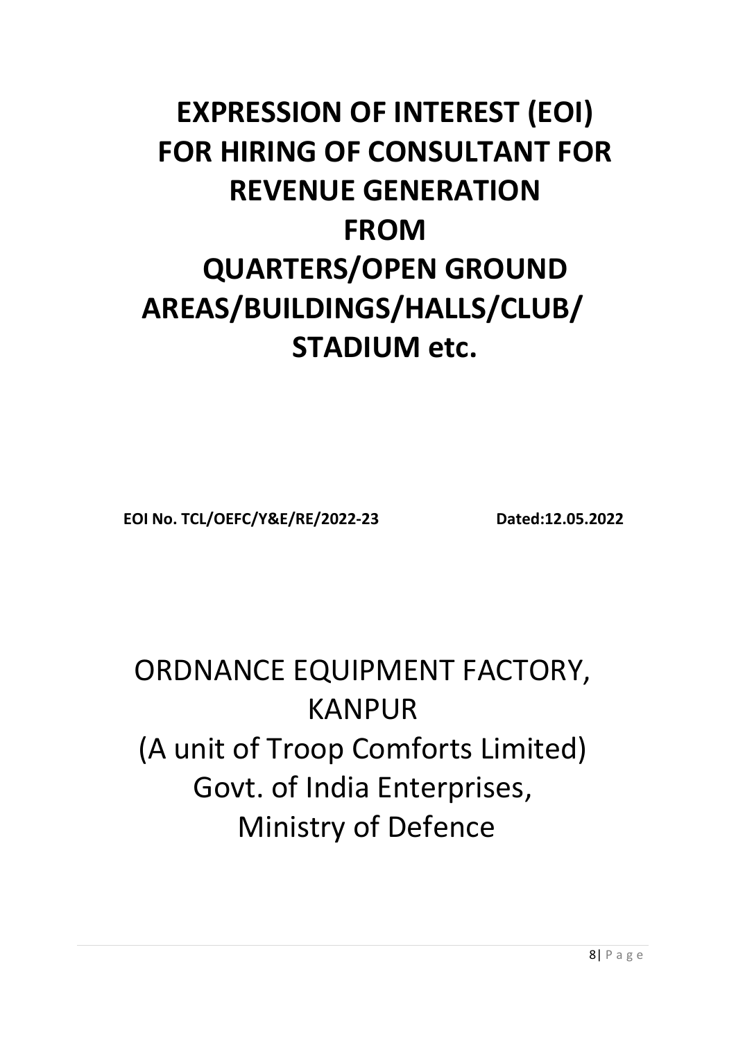# EXPRESSION OF INTEREST (EOI) FOR HIRING OF CONSULTANT FOR REVENUE GENERATION FROM QUARTERS/OPEN GROUND AREAS/BUILDINGS/HALLS/CLUB/ STADIUM etc.

**EOI No. TCL/OEFC/Y&E/RE/2022-23** **Dated:12.05.2022**

ORDNANCE EQUIPMENT FACTORY, KANPUR

(A unit of Troop Comforts Limited)

Govt. of India Enterprises,

Ministry of Defence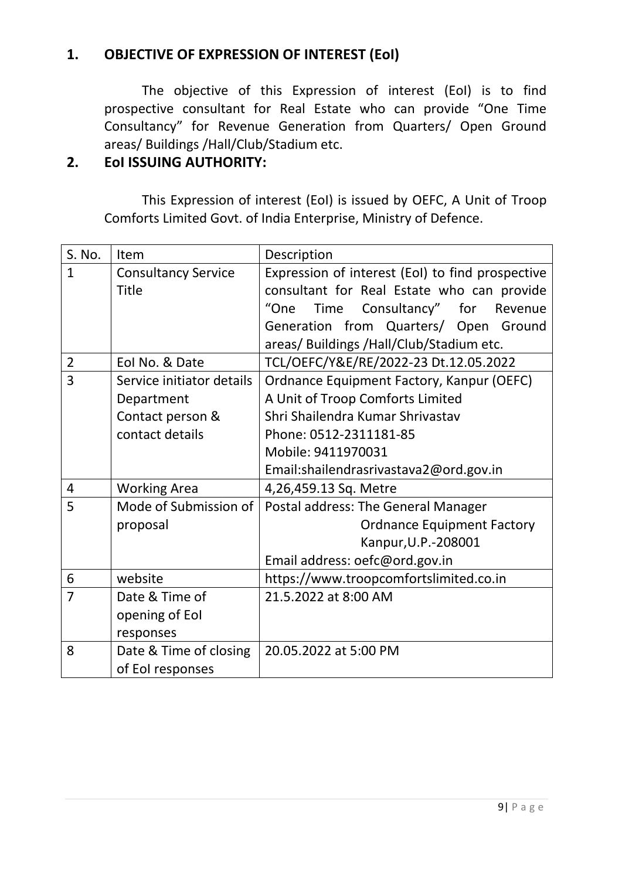## 1. OBJECTIVE OF EXPRESSION OF INTEREST (EoI)

The objective of this Expression of interest (EoI) is to find prospective consultant for Real Estate who can provide "One Time Consultancy" for Revenue Generation from Quarters/ Open Ground areas/ Buildings /Hall/Club/Stadium etc.

## 2. EoI ISSUING AUTHORITY:

This Expression of interest (EoI) is issued by OEFC, A Unit of Troop Comforts Limited Govt. of India Enterprise, Ministry of Defence.

| S. No. | Item | Description |
|---|---|---|
| 1 | Consultancy Service Title | Expression of interest (EoI) to find prospective consultant for Real Estate who can provide "One Time Consultancy" for Revenue Generation from Quarters/ Open Ground areas/ Buildings /Hall/Club/Stadium etc. |
| 2 | EoI No. & Date | TCL/OEFC/Y&E/RE/2022-23 Dt.12.05.2022 |
| 3 | Service initiator details<br>Department<br>Contact person &<br>contact details | Ordnance Equipment Factory, Kanpur (OEFC)<br>A Unit of Troop Comforts Limited<br>Shri Shailendra Kumar Shrivastav<br>Phone: 0512-2311181-85<br>Mobile: 9411970031<br>Email:shailendrasrivastava2@ord.gov.in |
| 4 | Working Area | 4,26,459.13 Sq. Metre |
| 5 | Mode of Submission of proposal | Postal address: The General Manager<br>Ordnance Equipment Factory<br>Kanpur,U.P.-208001<br>Email address: oefc@ord.gov.in |
| 6 | website | https://www.troopcomfortslimited.co.in |
| 7 | Date & Time of opening of EoI responses | 21.5.2022 at 8:00 AM |
| 8 | Date & Time of closing of EoI responses | 20.05.2022 at 5:00 PM |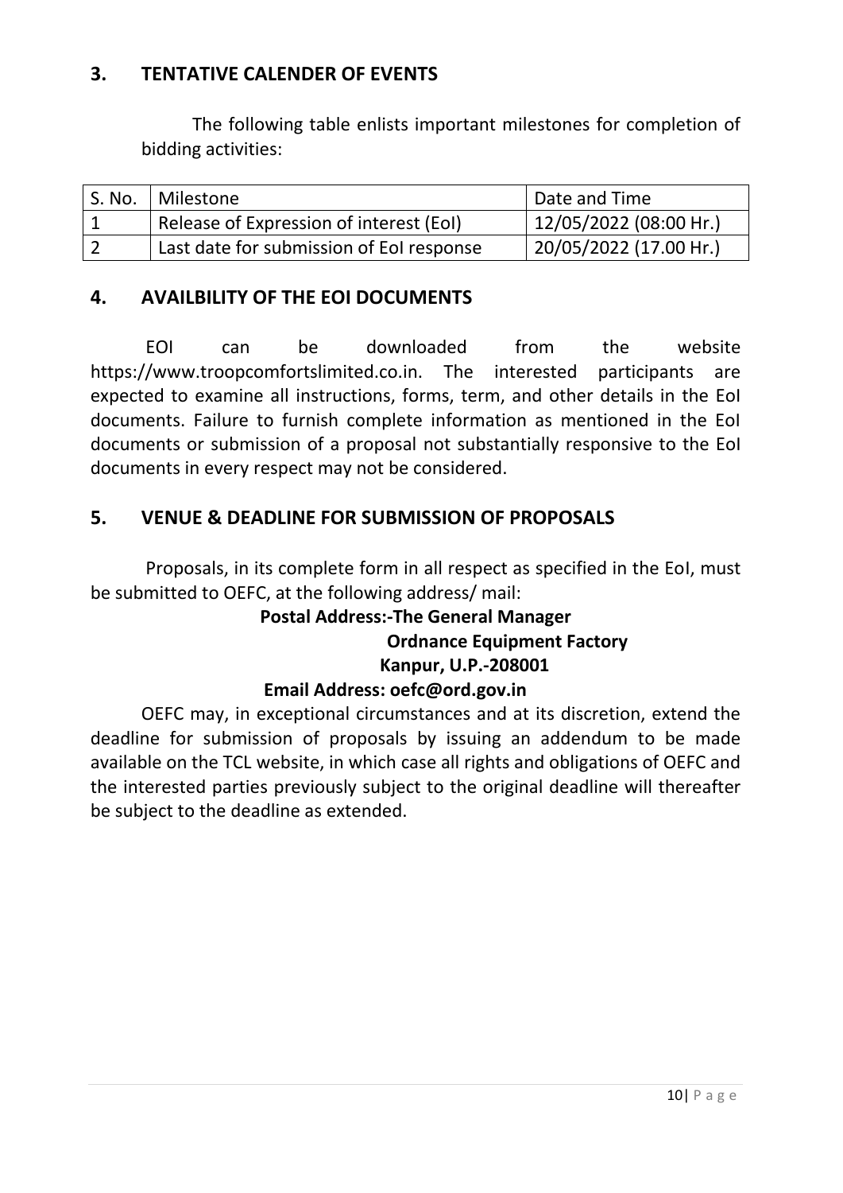## 3. TENTATIVE CALENDER OF EVENTS

The following table enlists important milestones for completion of bidding activities:

| S. No. | Milestone | Date and Time |
|---|---|---|
| 1 | Release of Expression of interest (EoI) | 12/05/2022 (08:00 Hr.) |
| 2 | Last date for submission of EoI response | 20/05/2022 (17.00 Hr.) |

## 4. AVAILBILITY OF THE EOI DOCUMENTS

EOI can be downloaded from the website https://www.troopcomfortslimited.co.in. The interested participants are expected to examine all instructions, forms, term, and other details in the EoI documents. Failure to furnish complete information as mentioned in the EoI documents or submission of a proposal not substantially responsive to the EoI documents in every respect may not be considered.

## 5. VENUE & DEADLINE FOR SUBMISSION OF PROPOSALS

Proposals, in its complete form in all respect as specified in the EoI, must be submitted to OEFC, at the following address/ mail:

**Postal Address:-The General Manager**
**Ordnance Equipment Factory**
**Kanpur, U.P.-208001**
**Email Address: oefc@ord.gov.in**

OEFC may, in exceptional circumstances and at its discretion, extend the deadline for submission of proposals by issuing an addendum to be made available on the TCL website, in which case all rights and obligations of OEFC and the interested parties previously subject to the original deadline will thereafter be subject to the deadline as extended.